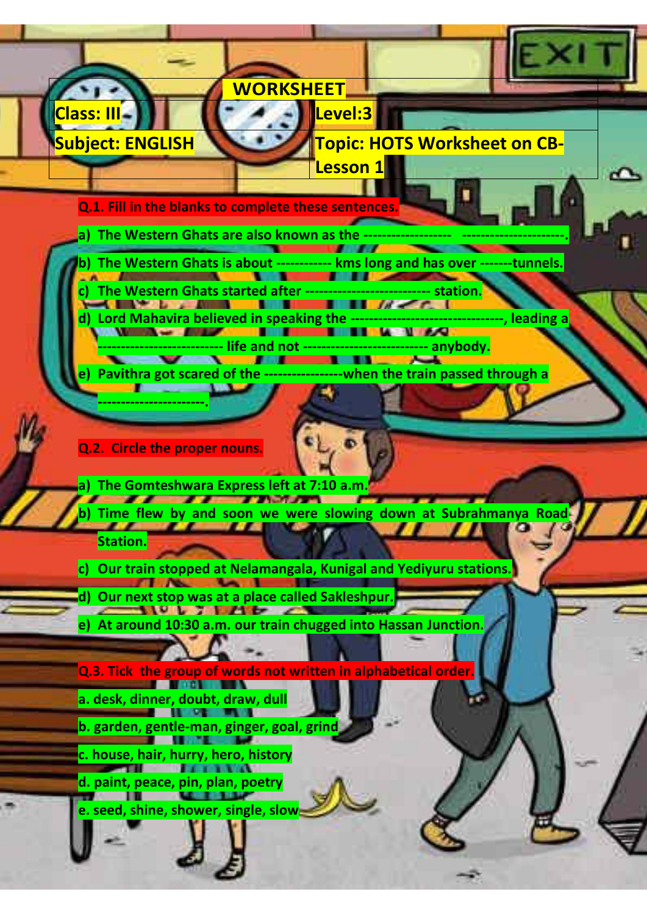# WORKSHEET

| Class: III | Level:3 |
| --- | --- |
| Subject: ENGLISH | Topic: HOTS Worksheet on CB-Lesson 1 |

**Q.1. Fill in the blanks to complete these sentences.**

a) The Western Ghats are also known as the ------------------   ---------------------.

b) The Western Ghats is about ----------- kms long and has over -------tunnels.

c) The Western Ghats started after -------------------------- station.

d) Lord Mahavira believed in speaking the --------------------------------, leading a -------------------------- life and not -------------------------- anybody.

e) Pavithra got scared of the ----------------when the train passed through a ----------------------.

**Q.2. Circle the proper nouns.**

a) The Gomteshwara Express left at 7:10 a.m.

b) Time flew by and soon we were slowing down at Subrahmanya Road Station.

c) Our train stopped at Nelamangala, Kunigal and Yediyuru stations.

d) Our next stop was at a place called Sakleshpur.

e) At around 10:30 a.m. our train chugged into Hassan Junction.

**Q.3. Tick the group of words not written in alphabetical order.**

a. desk, dinner, doubt, draw, dull

b. garden, gentle-man, ginger, goal, grind

c. house, hair, hurry, hero, history

d. paint, peace, pin, plan, poetry

e. seed, shine, shower, single, slow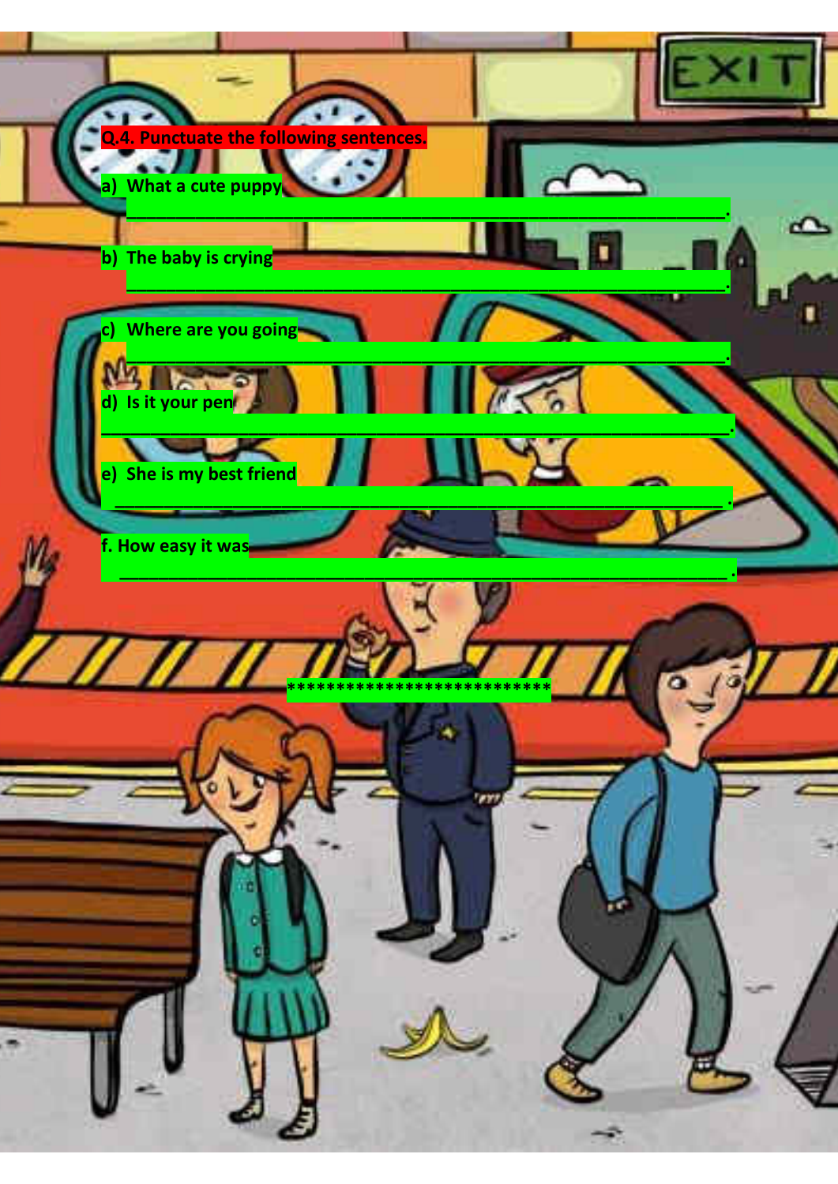Q.4. Punctuate the following sentences.

a) What a cute puppy

________________________________________________________________.

b) The baby is crying

________________________________________________________________.

c) Where are you going

________________________________________________________________.

d) Is it your pen

________________________________________________________________.

e) She is my best friend

________________________________________________________________.

f. How easy it was

________________________________________________________________.

***************************